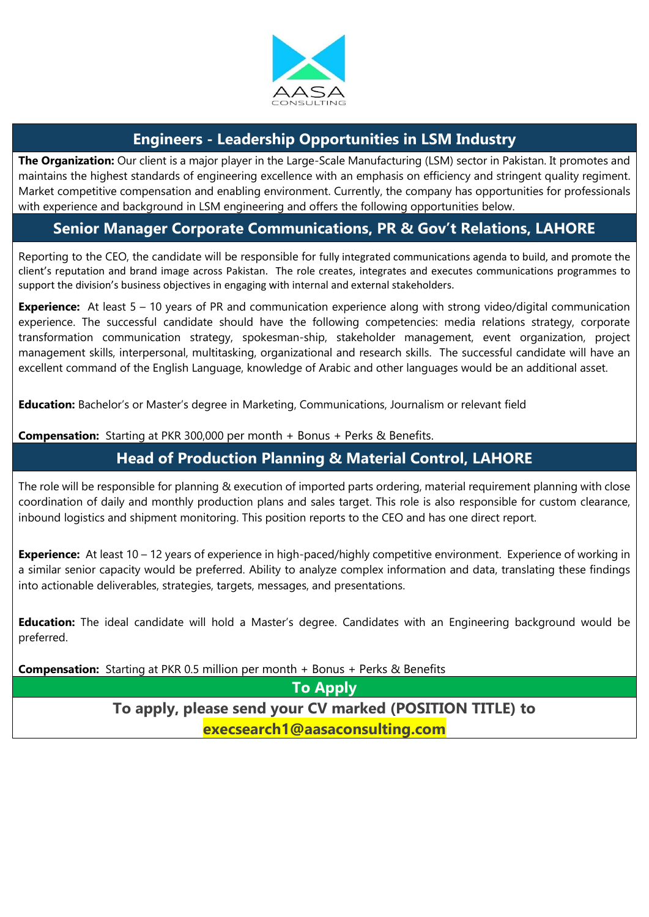AASA CONSULTING

## Engineers - Leadership Opportunities in LSM Industry

**The Organization:** Our client is a major player in the Large-Scale Manufacturing (LSM) sector in Pakistan. It promotes and maintains the highest standards of engineering excellence with an emphasis on efficiency and stringent quality regiment. Market competitive compensation and enabling environment. Currently, the company has opportunities for professionals with experience and background in LSM engineering and offers the following opportunities below.

## Senior Manager Corporate Communications, PR & Gov't Relations, LAHORE

Reporting to the CEO, the candidate will be responsible for fully integrated communications agenda to build, and promote the client's reputation and brand image across Pakistan. The role creates, integrates and executes communications programmes to support the division's business objectives in engaging with internal and external stakeholders.

**Experience:** At least 5 – 10 years of PR and communication experience along with strong video/digital communication experience. The successful candidate should have the following competencies: media relations strategy, corporate transformation communication strategy, spokesman-ship, stakeholder management, event organization, project management skills, interpersonal, multitasking, organizational and research skills. The successful candidate will have an excellent command of the English Language, knowledge of Arabic and other languages would be an additional asset.

**Education:** Bachelor's or Master's degree in Marketing, Communications, Journalism or relevant field

**Compensation:** Starting at PKR 300,000 per month + Bonus + Perks & Benefits.

## Head of Production Planning & Material Control, LAHORE

The role will be responsible for planning & execution of imported parts ordering, material requirement planning with close coordination of daily and monthly production plans and sales target. This role is also responsible for custom clearance, inbound logistics and shipment monitoring. This position reports to the CEO and has one direct report.

**Experience:** At least 10 – 12 years of experience in high-paced/highly competitive environment. Experience of working in a similar senior capacity would be preferred. Ability to analyze complex information and data, translating these findings into actionable deliverables, strategies, targets, messages, and presentations.

**Education:** The ideal candidate will hold a Master's degree. Candidates with an Engineering background would be preferred.

**Compensation:** Starting at PKR 0.5 million per month + Bonus + Perks & Benefits

## To Apply

**To apply, please send your CV marked (POSITION TITLE) to**
**execsearch1@aasaconsulting.com**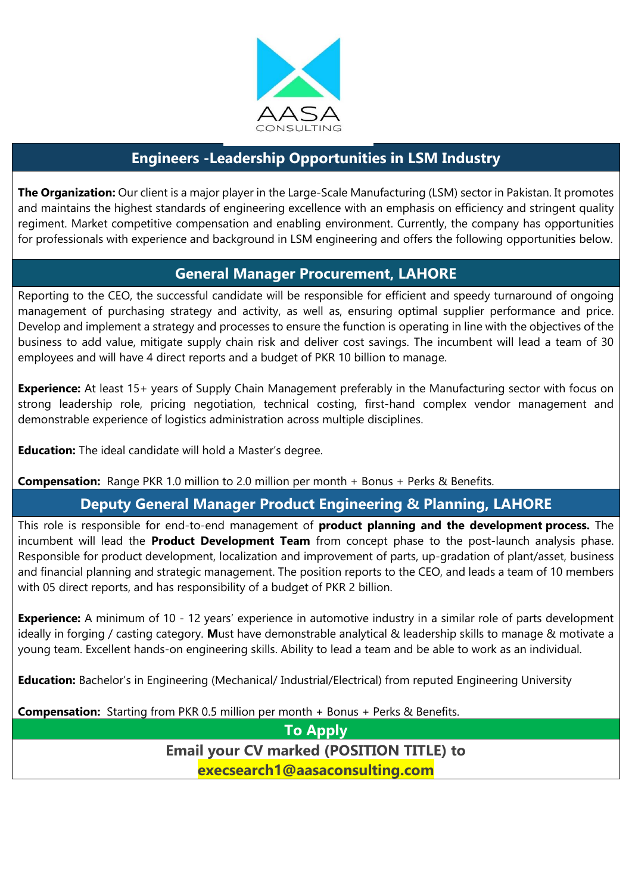AASA
CONSULTING

## Engineers -Leadership Opportunities in LSM Industry

**The Organization:** Our client is a major player in the Large-Scale Manufacturing (LSM) sector in Pakistan. It promotes and maintains the highest standards of engineering excellence with an emphasis on efficiency and stringent quality regiment. Market competitive compensation and enabling environment. Currently, the company has opportunities for professionals with experience and background in LSM engineering and offers the following opportunities below.

## General Manager Procurement, LAHORE

Reporting to the CEO, the successful candidate will be responsible for efficient and speedy turnaround of ongoing management of purchasing strategy and activity, as well as, ensuring optimal supplier performance and price. Develop and implement a strategy and processes to ensure the function is operating in line with the objectives of the business to add value, mitigate supply chain risk and deliver cost savings. The incumbent will lead a team of 30 employees and will have 4 direct reports and a budget of PKR 10 billion to manage.

**Experience:** At least 15+ years of Supply Chain Management preferably in the Manufacturing sector with focus on strong leadership role, pricing negotiation, technical costing, first-hand complex vendor management and demonstrable experience of logistics administration across multiple disciplines.

**Education:** The ideal candidate will hold a Master's degree.

**Compensation:** Range PKR 1.0 million to 2.0 million per month + Bonus + Perks & Benefits.

## Deputy General Manager Product Engineering & Planning, LAHORE

This role is responsible for end-to-end management of **product planning and the development process.** The incumbent will lead the **Product Development Team** from concept phase to the post-launch analysis phase. Responsible for product development, localization and improvement of parts, up-gradation of plant/asset, business and financial planning and strategic management. The position reports to the CEO, and leads a team of 10 members with 05 direct reports, and has responsibility of a budget of PKR 2 billion.

**Experience:** A minimum of 10 - 12 years' experience in automotive industry in a similar role of parts development ideally in forging / casting category. **M**ust have demonstrable analytical & leadership skills to manage & motivate a young team. Excellent hands-on engineering skills. Ability to lead a team and be able to work as an individual.

**Education:** Bachelor's in Engineering (Mechanical/ Industrial/Electrical) from reputed Engineering University

**Compensation:** Starting from PKR 0.5 million per month + Bonus + Perks & Benefits.

## To Apply

**Email your CV marked (POSITION TITLE) to**

**execsearch1@aasaconsulting.com**